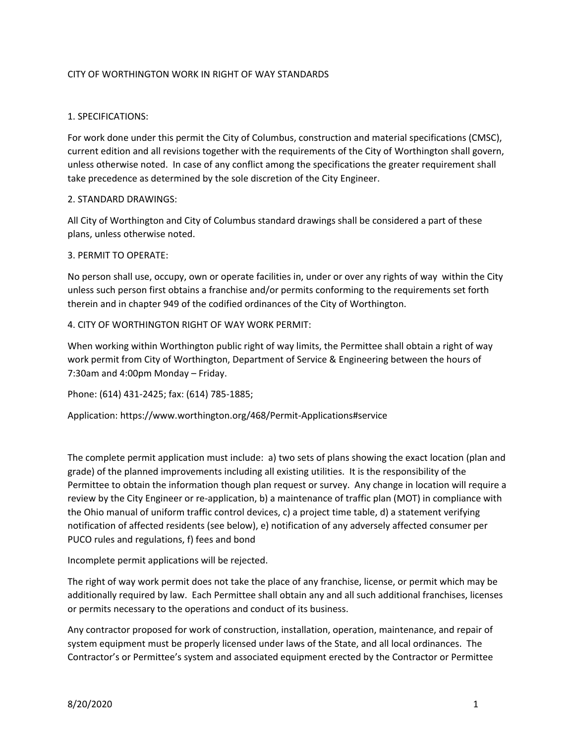# CITY OF WORTHINGTON WORK IN RIGHT OF WAY STANDARDS

## 1. SPECIFICATIONS:

For work done under this permit the City of Columbus, construction and material specifications (CMSC), current edition and all revisions together with the requirements of the City of Worthington shall govern, unless otherwise noted. In case of any conflict among the specifications the greater requirement shall take precedence as determined by the sole discretion of the City Engineer.

## 2. STANDARD DRAWINGS:

All City of Worthington and City of Columbus standard drawings shall be considered a part of these plans, unless otherwise noted.

## 3. PERMIT TO OPERATE:

No person shall use, occupy, own or operate facilities in, under or over any rights of way within the City unless such person first obtains a franchise and/or permits conforming to the requirements set forth therein and in chapter 949 of the codified ordinances of the City of Worthington.

## 4. CITY OF WORTHINGTON RIGHT OF WAY WORK PERMIT:

When working within Worthington public right of way limits, the Permittee shall obtain a right of way work permit from City of Worthington, Department of Service & Engineering between the hours of 7:30am and 4:00pm Monday – Friday.

Phone: (614) 431-2425; fax: (614) 785-1885;

Application: https://www.worthington.org/468/Permit-Applications#service

The complete permit application must include: a) two sets of plans showing the exact location (plan and grade) of the planned improvements including all existing utilities. It is the responsibility of the Permittee to obtain the information though plan request or survey. Any change in location will require a review by the City Engineer or re-application, b) a maintenance of traffic plan (MOT) in compliance with the Ohio manual of uniform traffic control devices, c) a project time table, d) a statement verifying notification of affected residents (see below), e) notification of any adversely affected consumer per PUCO rules and regulations, f) fees and bond

Incomplete permit applications will be rejected.

The right of way work permit does not take the place of any franchise, license, or permit which may be additionally required by law. Each Permittee shall obtain any and all such additional franchises, licenses or permits necessary to the operations and conduct of its business.

Any contractor proposed for work of construction, installation, operation, maintenance, and repair of system equipment must be properly licensed under laws of the State, and all local ordinances. The Contractor's or Permittee's system and associated equipment erected by the Contractor or Permittee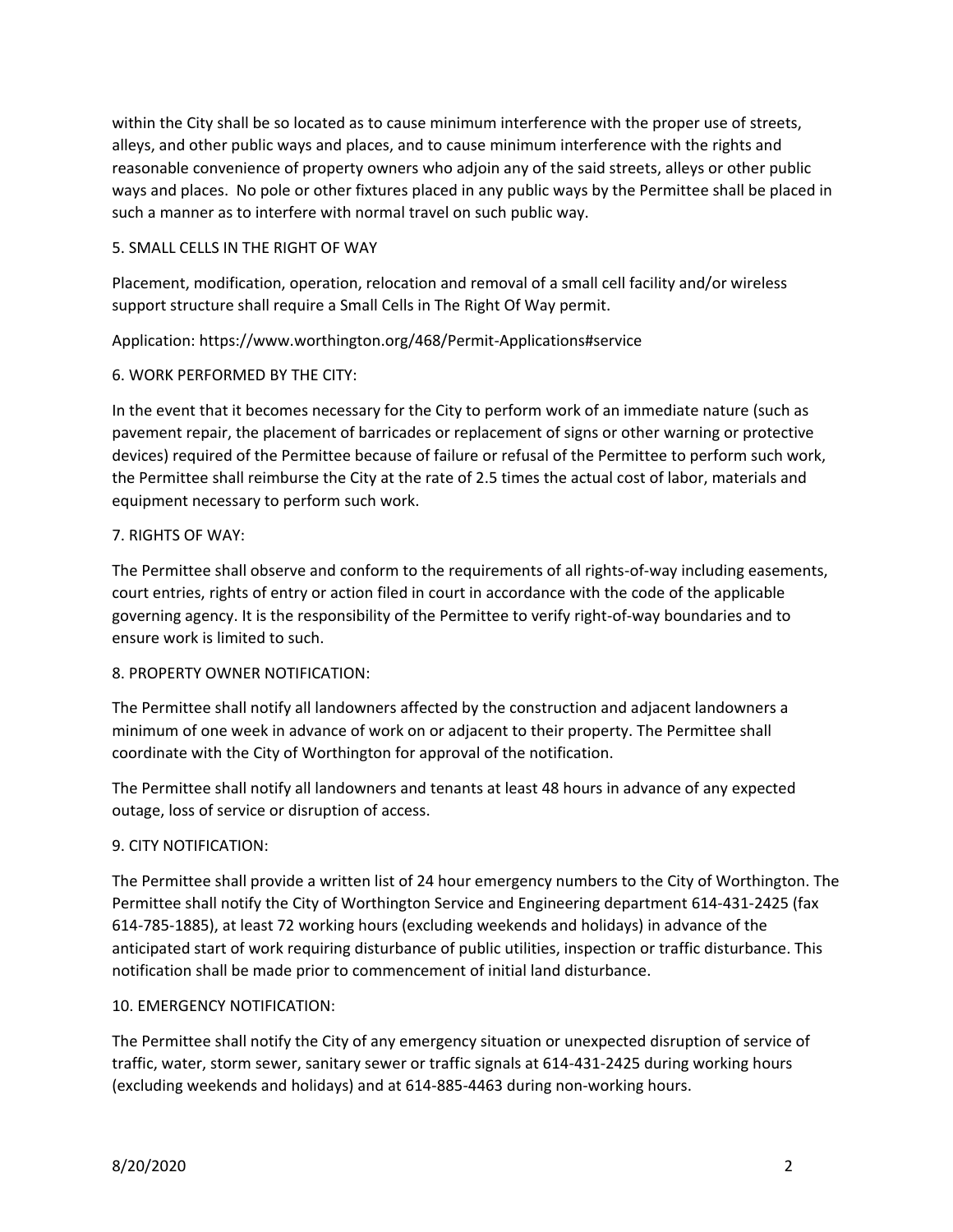within the City shall be so located as to cause minimum interference with the proper use of streets, alleys, and other public ways and places, and to cause minimum interference with the rights and reasonable convenience of property owners who adjoin any of the said streets, alleys or other public ways and places. No pole or other fixtures placed in any public ways by the Permittee shall be placed in such a manner as to interfere with normal travel on such public way.

## 5. SMALL CELLS IN THE RIGHT OF WAY

Placement, modification, operation, relocation and removal of a small cell facility and/or wireless support structure shall require a Small Cells in The Right Of Way permit.

Application: https://www.worthington.org/468/Permit-Applications#service

## 6. WORK PERFORMED BY THE CITY:

In the event that it becomes necessary for the City to perform work of an immediate nature (such as pavement repair, the placement of barricades or replacement of signs or other warning or protective devices) required of the Permittee because of failure or refusal of the Permittee to perform such work, the Permittee shall reimburse the City at the rate of 2.5 times the actual cost of labor, materials and equipment necessary to perform such work.

## 7. RIGHTS OF WAY:

The Permittee shall observe and conform to the requirements of all rights-of-way including easements, court entries, rights of entry or action filed in court in accordance with the code of the applicable governing agency. It is the responsibility of the Permittee to verify right-of-way boundaries and to ensure work is limited to such.

## 8. PROPERTY OWNER NOTIFICATION:

The Permittee shall notify all landowners affected by the construction and adjacent landowners a minimum of one week in advance of work on or adjacent to their property. The Permittee shall coordinate with the City of Worthington for approval of the notification.

The Permittee shall notify all landowners and tenants at least 48 hours in advance of any expected outage, loss of service or disruption of access.

## 9. CITY NOTIFICATION:

The Permittee shall provide a written list of 24 hour emergency numbers to the City of Worthington. The Permittee shall notify the City of Worthington Service and Engineering department 614-431-2425 (fax 614-785-1885), at least 72 working hours (excluding weekends and holidays) in advance of the anticipated start of work requiring disturbance of public utilities, inspection or traffic disturbance. This notification shall be made prior to commencement of initial land disturbance.

## 10. EMERGENCY NOTIFICATION:

The Permittee shall notify the City of any emergency situation or unexpected disruption of service of traffic, water, storm sewer, sanitary sewer or traffic signals at 614-431-2425 during working hours (excluding weekends and holidays) and at 614-885-4463 during non-working hours.

8/20/2020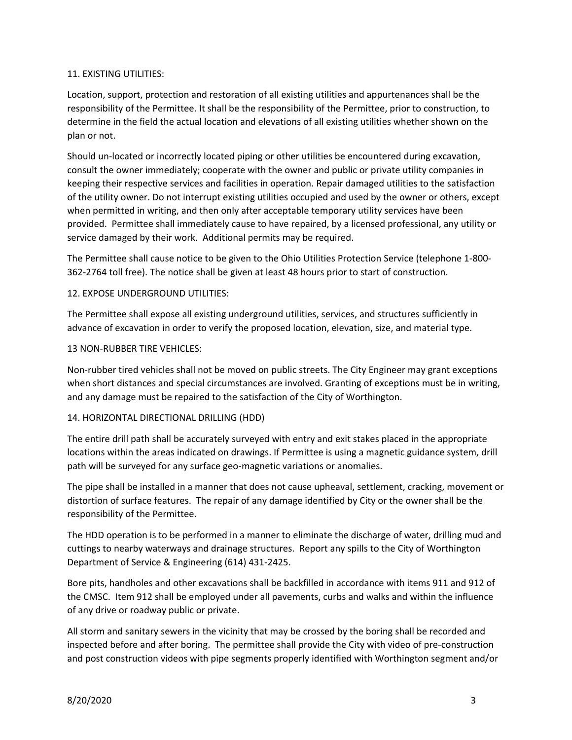11. EXISTING UTILITIES:

Location, support, protection and restoration of all existing utilities and appurtenances shall be the responsibility of the Permittee. It shall be the responsibility of the Permittee, prior to construction, to determine in the field the actual location and elevations of all existing utilities whether shown on the plan or not.

Should un-located or incorrectly located piping or other utilities be encountered during excavation, consult the owner immediately; cooperate with the owner and public or private utility companies in keeping their respective services and facilities in operation. Repair damaged utilities to the satisfaction of the utility owner. Do not interrupt existing utilities occupied and used by the owner or others, except when permitted in writing, and then only after acceptable temporary utility services have been provided. Permittee shall immediately cause to have repaired, by a licensed professional, any utility or service damaged by their work. Additional permits may be required.

The Permittee shall cause notice to be given to the Ohio Utilities Protection Service (telephone 1-800-362-2764 toll free). The notice shall be given at least 48 hours prior to start of construction.

12. EXPOSE UNDERGROUND UTILITIES:

The Permittee shall expose all existing underground utilities, services, and structures sufficiently in advance of excavation in order to verify the proposed location, elevation, size, and material type.

13 NON-RUBBER TIRE VEHICLES:

Non-rubber tired vehicles shall not be moved on public streets. The City Engineer may grant exceptions when short distances and special circumstances are involved. Granting of exceptions must be in writing, and any damage must be repaired to the satisfaction of the City of Worthington.

14. HORIZONTAL DIRECTIONAL DRILLING (HDD)

The entire drill path shall be accurately surveyed with entry and exit stakes placed in the appropriate locations within the areas indicated on drawings. If Permittee is using a magnetic guidance system, drill path will be surveyed for any surface geo-magnetic variations or anomalies.

The pipe shall be installed in a manner that does not cause upheaval, settlement, cracking, movement or distortion of surface features. The repair of any damage identified by City or the owner shall be the responsibility of the Permittee.

The HDD operation is to be performed in a manner to eliminate the discharge of water, drilling mud and cuttings to nearby waterways and drainage structures. Report any spills to the City of Worthington Department of Service & Engineering (614) 431-2425.

Bore pits, handholes and other excavations shall be backfilled in accordance with items 911 and 912 of the CMSC. Item 912 shall be employed under all pavements, curbs and walks and within the influence of any drive or roadway public or private.

All storm and sanitary sewers in the vicinity that may be crossed by the boring shall be recorded and inspected before and after boring. The permittee shall provide the City with video of pre-construction and post construction videos with pipe segments properly identified with Worthington segment and/or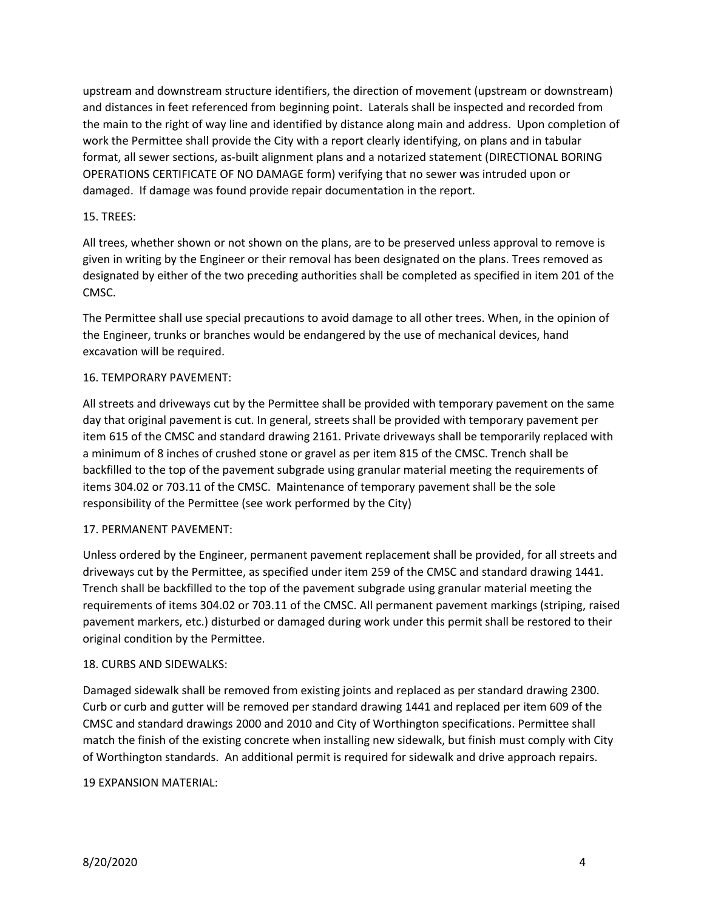upstream and downstream structure identifiers, the direction of movement (upstream or downstream) and distances in feet referenced from beginning point. Laterals shall be inspected and recorded from the main to the right of way line and identified by distance along main and address. Upon completion of work the Permittee shall provide the City with a report clearly identifying, on plans and in tabular format, all sewer sections, as-built alignment plans and a notarized statement (DIRECTIONAL BORING OPERATIONS CERTIFICATE OF NO DAMAGE form) verifying that no sewer was intruded upon or damaged. If damage was found provide repair documentation in the report.

15. TREES:

All trees, whether shown or not shown on the plans, are to be preserved unless approval to remove is given in writing by the Engineer or their removal has been designated on the plans. Trees removed as designated by either of the two preceding authorities shall be completed as specified in item 201 of the CMSC.

The Permittee shall use special precautions to avoid damage to all other trees. When, in the opinion of the Engineer, trunks or branches would be endangered by the use of mechanical devices, hand excavation will be required.

16. TEMPORARY PAVEMENT:

All streets and driveways cut by the Permittee shall be provided with temporary pavement on the same day that original pavement is cut. In general, streets shall be provided with temporary pavement per item 615 of the CMSC and standard drawing 2161. Private driveways shall be temporarily replaced with a minimum of 8 inches of crushed stone or gravel as per item 815 of the CMSC. Trench shall be backfilled to the top of the pavement subgrade using granular material meeting the requirements of items 304.02 or 703.11 of the CMSC. Maintenance of temporary pavement shall be the sole responsibility of the Permittee (see work performed by the City)

17. PERMANENT PAVEMENT:

Unless ordered by the Engineer, permanent pavement replacement shall be provided, for all streets and driveways cut by the Permittee, as specified under item 259 of the CMSC and standard drawing 1441. Trench shall be backfilled to the top of the pavement subgrade using granular material meeting the requirements of items 304.02 or 703.11 of the CMSC. All permanent pavement markings (striping, raised pavement markers, etc.) disturbed or damaged during work under this permit shall be restored to their original condition by the Permittee.

18. CURBS AND SIDEWALKS:

Damaged sidewalk shall be removed from existing joints and replaced as per standard drawing 2300. Curb or curb and gutter will be removed per standard drawing 1441 and replaced per item 609 of the CMSC and standard drawings 2000 and 2010 and City of Worthington specifications. Permittee shall match the finish of the existing concrete when installing new sidewalk, but finish must comply with City of Worthington standards. An additional permit is required for sidewalk and drive approach repairs.

19 EXPANSION MATERIAL: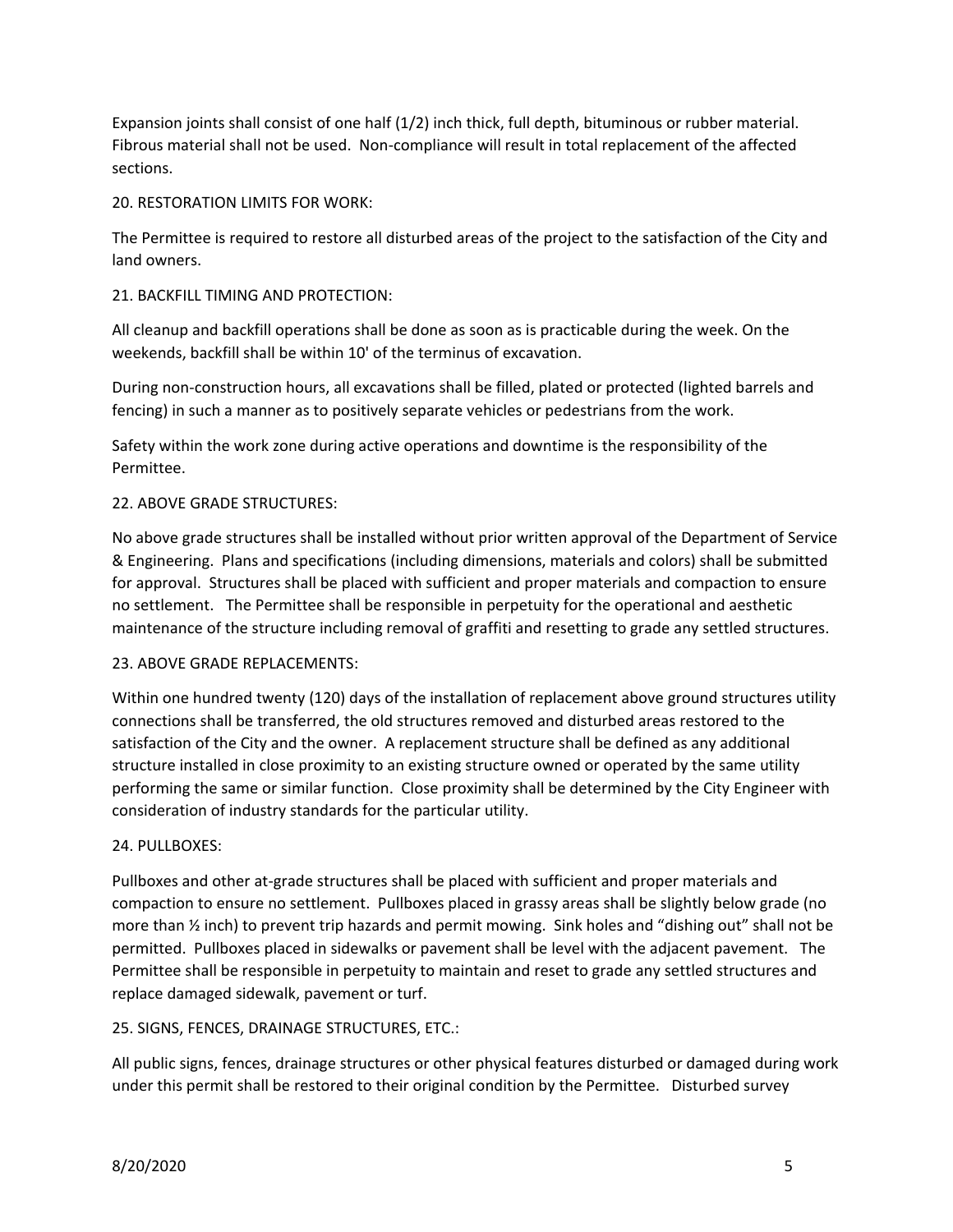Expansion joints shall consist of one half (1/2) inch thick, full depth, bituminous or rubber material. Fibrous material shall not be used. Non-compliance will result in total replacement of the affected sections.

20. RESTORATION LIMITS FOR WORK:

The Permittee is required to restore all disturbed areas of the project to the satisfaction of the City and land owners.

21. BACKFILL TIMING AND PROTECTION:

All cleanup and backfill operations shall be done as soon as is practicable during the week. On the weekends, backfill shall be within 10' of the terminus of excavation.

During non-construction hours, all excavations shall be filled, plated or protected (lighted barrels and fencing) in such a manner as to positively separate vehicles or pedestrians from the work.

Safety within the work zone during active operations and downtime is the responsibility of the Permittee.

22. ABOVE GRADE STRUCTURES:

No above grade structures shall be installed without prior written approval of the Department of Service & Engineering. Plans and specifications (including dimensions, materials and colors) shall be submitted for approval. Structures shall be placed with sufficient and proper materials and compaction to ensure no settlement. The Permittee shall be responsible in perpetuity for the operational and aesthetic maintenance of the structure including removal of graffiti and resetting to grade any settled structures.

23. ABOVE GRADE REPLACEMENTS:

Within one hundred twenty (120) days of the installation of replacement above ground structures utility connections shall be transferred, the old structures removed and disturbed areas restored to the satisfaction of the City and the owner. A replacement structure shall be defined as any additional structure installed in close proximity to an existing structure owned or operated by the same utility performing the same or similar function. Close proximity shall be determined by the City Engineer with consideration of industry standards for the particular utility.

24. PULLBOXES:

Pullboxes and other at-grade structures shall be placed with sufficient and proper materials and compaction to ensure no settlement. Pullboxes placed in grassy areas shall be slightly below grade (no more than ½ inch) to prevent trip hazards and permit mowing. Sink holes and "dishing out" shall not be permitted. Pullboxes placed in sidewalks or pavement shall be level with the adjacent pavement. The Permittee shall be responsible in perpetuity to maintain and reset to grade any settled structures and replace damaged sidewalk, pavement or turf.

25. SIGNS, FENCES, DRAINAGE STRUCTURES, ETC.:

All public signs, fences, drainage structures or other physical features disturbed or damaged during work under this permit shall be restored to their original condition by the Permittee. Disturbed survey

8/20/2020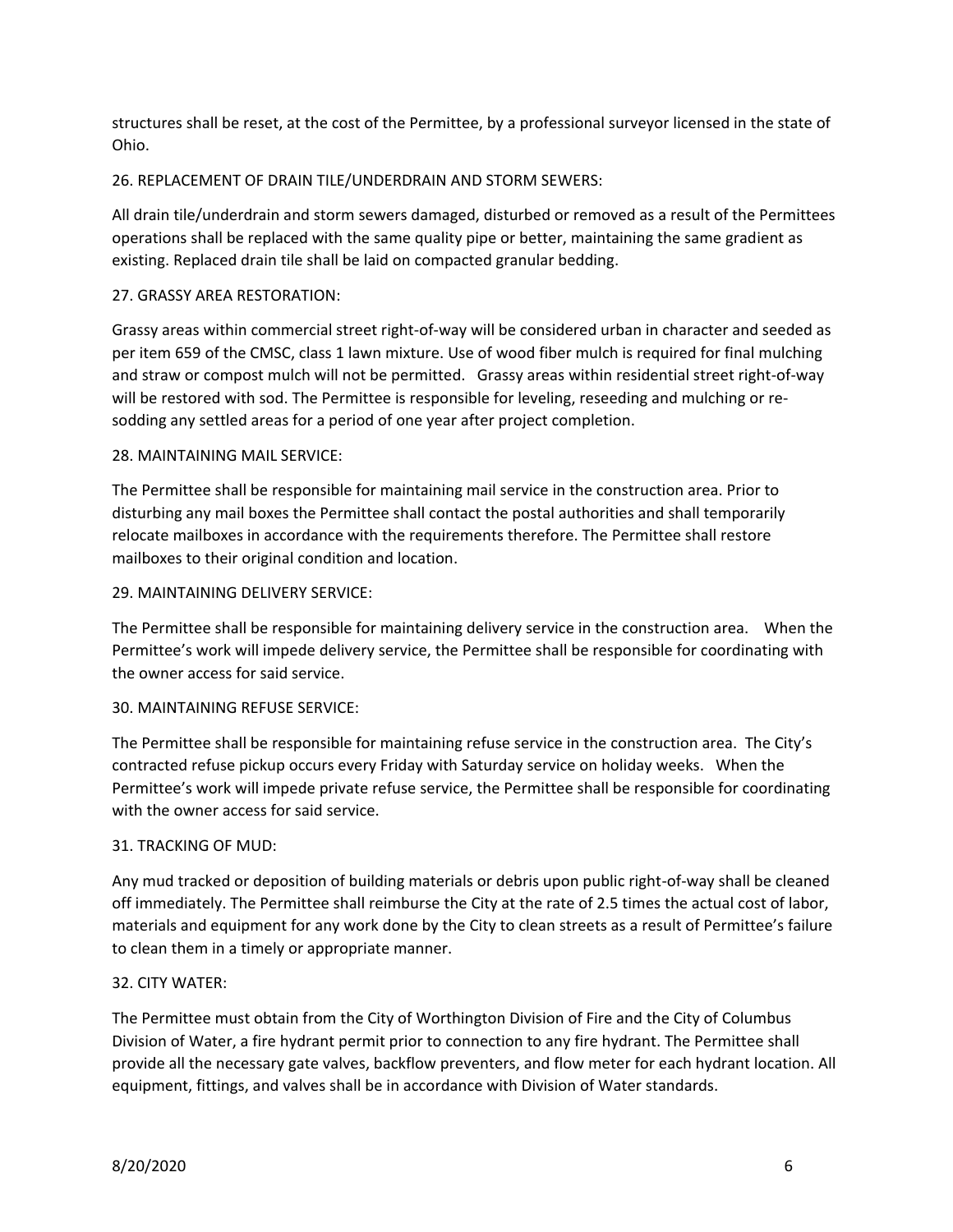structures shall be reset, at the cost of the Permittee, by a professional surveyor licensed in the state of Ohio.

26. REPLACEMENT OF DRAIN TILE/UNDERDRAIN AND STORM SEWERS:

All drain tile/underdrain and storm sewers damaged, disturbed or removed as a result of the Permittees operations shall be replaced with the same quality pipe or better, maintaining the same gradient as existing. Replaced drain tile shall be laid on compacted granular bedding.

27. GRASSY AREA RESTORATION:

Grassy areas within commercial street right-of-way will be considered urban in character and seeded as per item 659 of the CMSC, class 1 lawn mixture. Use of wood fiber mulch is required for final mulching and straw or compost mulch will not be permitted. Grassy areas within residential street right-of-way will be restored with sod. The Permittee is responsible for leveling, reseeding and mulching or re-sodding any settled areas for a period of one year after project completion.

28. MAINTAINING MAIL SERVICE:

The Permittee shall be responsible for maintaining mail service in the construction area. Prior to disturbing any mail boxes the Permittee shall contact the postal authorities and shall temporarily relocate mailboxes in accordance with the requirements therefore. The Permittee shall restore mailboxes to their original condition and location.

29. MAINTAINING DELIVERY SERVICE:

The Permittee shall be responsible for maintaining delivery service in the construction area. When the Permittee's work will impede delivery service, the Permittee shall be responsible for coordinating with the owner access for said service.

30. MAINTAINING REFUSE SERVICE:

The Permittee shall be responsible for maintaining refuse service in the construction area. The City's contracted refuse pickup occurs every Friday with Saturday service on holiday weeks. When the Permittee's work will impede private refuse service, the Permittee shall be responsible for coordinating with the owner access for said service.

31. TRACKING OF MUD:

Any mud tracked or deposition of building materials or debris upon public right-of-way shall be cleaned off immediately. The Permittee shall reimburse the City at the rate of 2.5 times the actual cost of labor, materials and equipment for any work done by the City to clean streets as a result of Permittee's failure to clean them in a timely or appropriate manner.

32. CITY WATER:

The Permittee must obtain from the City of Worthington Division of Fire and the City of Columbus Division of Water, a fire hydrant permit prior to connection to any fire hydrant. The Permittee shall provide all the necessary gate valves, backflow preventers, and flow meter for each hydrant location. All equipment, fittings, and valves shall be in accordance with Division of Water standards.

8/20/2020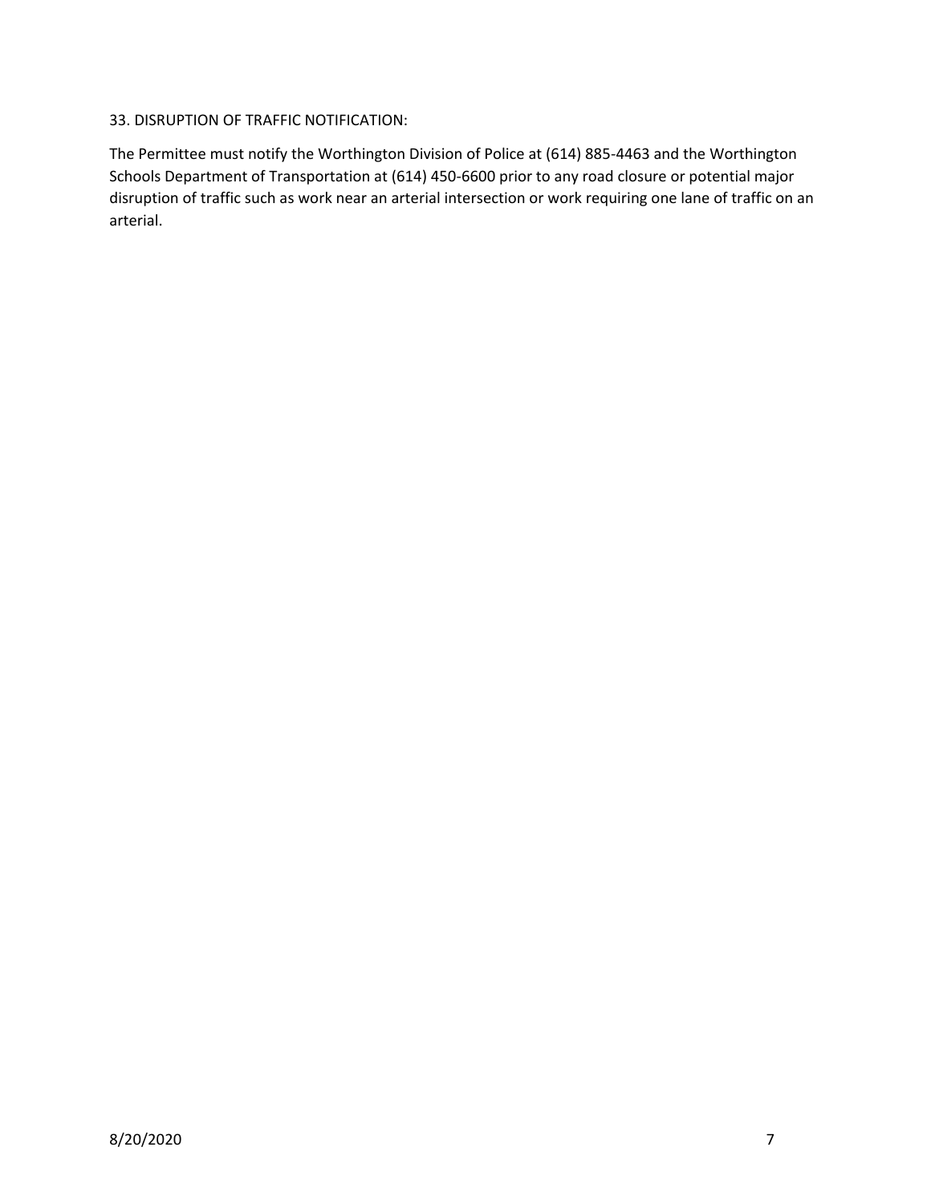33. DISRUPTION OF TRAFFIC NOTIFICATION:

The Permittee must notify the Worthington Division of Police at (614) 885-4463 and the Worthington Schools Department of Transportation at (614) 450-6600 prior to any road closure or potential major disruption of traffic such as work near an arterial intersection or work requiring one lane of traffic on an arterial.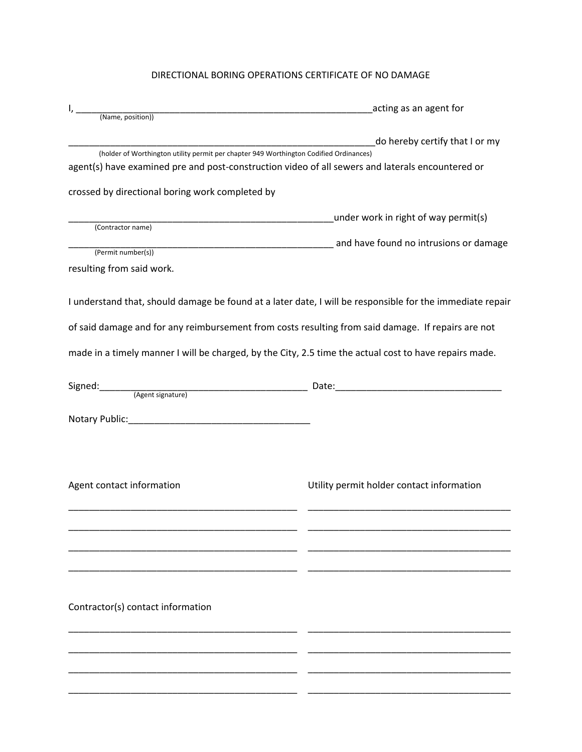# DIRECTIONAL BORING OPERATIONS CERTIFICATE OF NO DAMAGE

I, ____________________________________________________________acting as an agent for
(Name, position))

_____________________________________________________________do hereby certify that I or my
(holder of Worthington utility permit per chapter 949 Worthington Codified Ordinances)

agent(s) have examined pre and post-construction video of all sewers and laterals encountered or crossed by directional boring work completed by

______________________________________________________under work in right of way permit(s)
(Contractor name)

______________________________________________________ and have found no intrusions or damage
(Permit number(s))

resulting from said work.

I understand that, should damage be found at a later date, I will be responsible for the immediate repair of said damage and for any reimbursement from costs resulting from said damage. If repairs are not made in a timely manner I will be charged, by the City, 2.5 time the actual cost to have repairs made.

Signed:__________________________________________ Date:_________________________________
(Agent signature)

Notary Public:___________________________________

Agent contact information

_____________________________________________
_____________________________________________
_____________________________________________
_____________________________________________

Utility permit holder contact information

_____________________________________________
_____________________________________________
_____________________________________________
_____________________________________________

Contractor(s) contact information

_____________________________________________   _____________________________________________
_____________________________________________   _____________________________________________
_____________________________________________   _____________________________________________
_____________________________________________   _____________________________________________